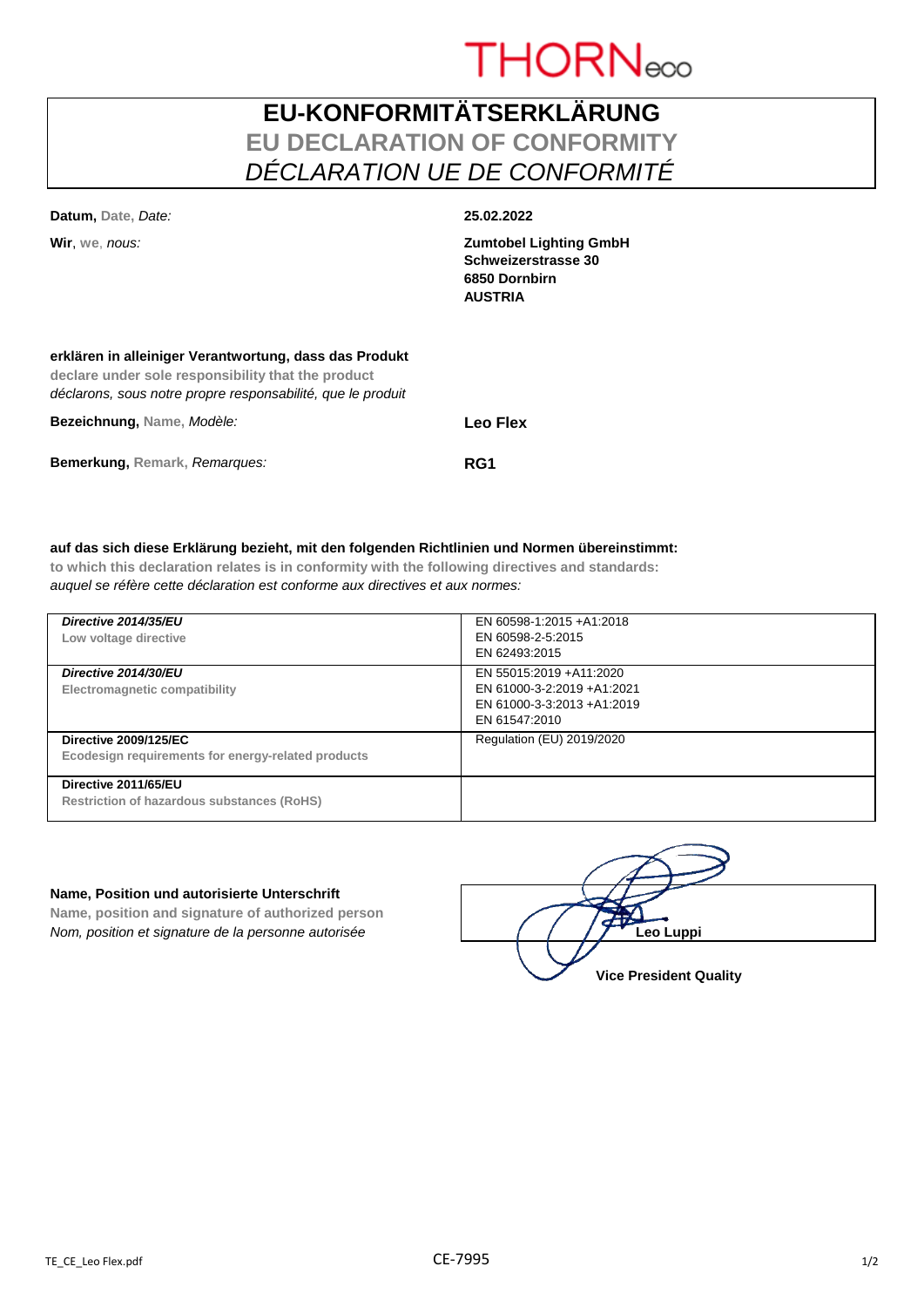THORN eco

# EU-KONFORMITÄTSERKLÄRUNG
## EU DECLARATION OF CONFORMITY
## *DÉCLARATION UE DE CONFORMITÉ*

**Datum,** Date, *Date:* **25.02.2022**

**Wir**, we, *nous:*

**Zumtobel Lighting GmbH**
**Schweizerstrasse 30**
**6850 Dornbirn**
**AUSTRIA**

**erklären in alleiniger Verantwortung, dass das Produkt**
**declare under sole responsibility that the product**
*déclarons, sous notre propre responsabilité, que le produit*

**Bezeichnung,** Name, *Modèle:* **Leo Flex**

**Bemerkung,** Remark, *Remarques:* **RG1**

**auf das sich diese Erklärung bezieht, mit den folgenden Richtlinien und Normen übereinstimmt:**
**to which this declaration relates is in conformity with the following directives and standards:**
*auquel se réfère cette déclaration est conforme aux directives et aux normes:*

| Directive | Standards |
|---|---|
| ***Directive 2014/35/EU*** **Low voltage directive** | EN 60598-1:2015 +A1:2018<br>EN 60598-2-5:2015<br>EN 62493:2015 |
| ***Directive 2014/30/EU*** **Electromagnetic compatibility** | EN 55015:2019 +A11:2020<br>EN 61000-3-2:2019 +A1:2021<br>EN 61000-3-3:2013 +A1:2019<br>EN 61547:2010 |
| **Directive 2009/125/EC** **Ecodesign requirements for energy-related products** | Regulation (EU) 2019/2020 |
| **Directive 2011/65/EU** **Restriction of hazardous substances (RoHS)** | |

**Name, Position und autorisierte Unterschrift**
**Name, position and signature of authorized person**
*Nom, position et signature de la personne autorisée*

**Leo Luppi**
**Vice President Quality**

TE_CE_Leo Flex.pdf CE-7995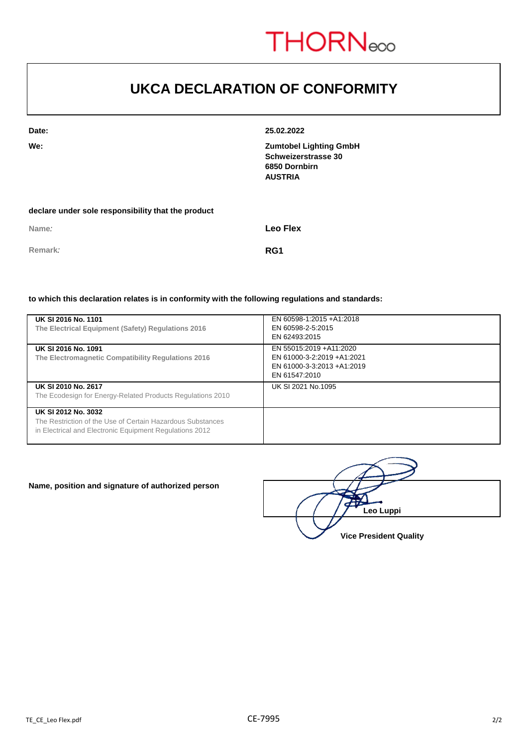THORNeco

# UKCA DECLARATION OF CONFORMITY

**Date:** **25.02.2022**

**We:** **Zumtobel Lighting GmbH**
**Schweizerstrasse 30**
**6850 Dornbirn**
**AUSTRIA**

**declare under sole responsibility that the product**

Name: **Leo Flex**

Remark: **RG1**

**to which this declaration relates is in conformity with the following regulations and standards:**

| | |
|---|---|
| **UK SI 2016 No. 1101**<br>**The Electrical Equipment (Safety) Regulations 2016** | EN 60598-1:2015 +A1:2018<br>EN 60598-2-5:2015<br>EN 62493:2015 |
| **UK SI 2016 No. 1091**<br>**The Electromagnetic Compatibility Regulations 2016** | EN 55015:2019 +A11:2020<br>EN 61000-3-2:2019 +A1:2021<br>EN 61000-3-3:2013 +A1:2019<br>EN 61547:2010 |
| **UK SI 2010 No. 2617**<br>The Ecodesign for Energy-Related Products Regulations 2010 | UK SI 2021 No.1095 |
| **UK SI 2012 No. 3032**<br>The Restriction of the Use of Certain Hazardous Substances in Electrical and Electronic Equipment Regulations 2012 | |

**Name, position and signature of authorized person**

**Leo Luppi**

**Vice President Quality**

TE_CE_Leo Flex.pdf CE-7995